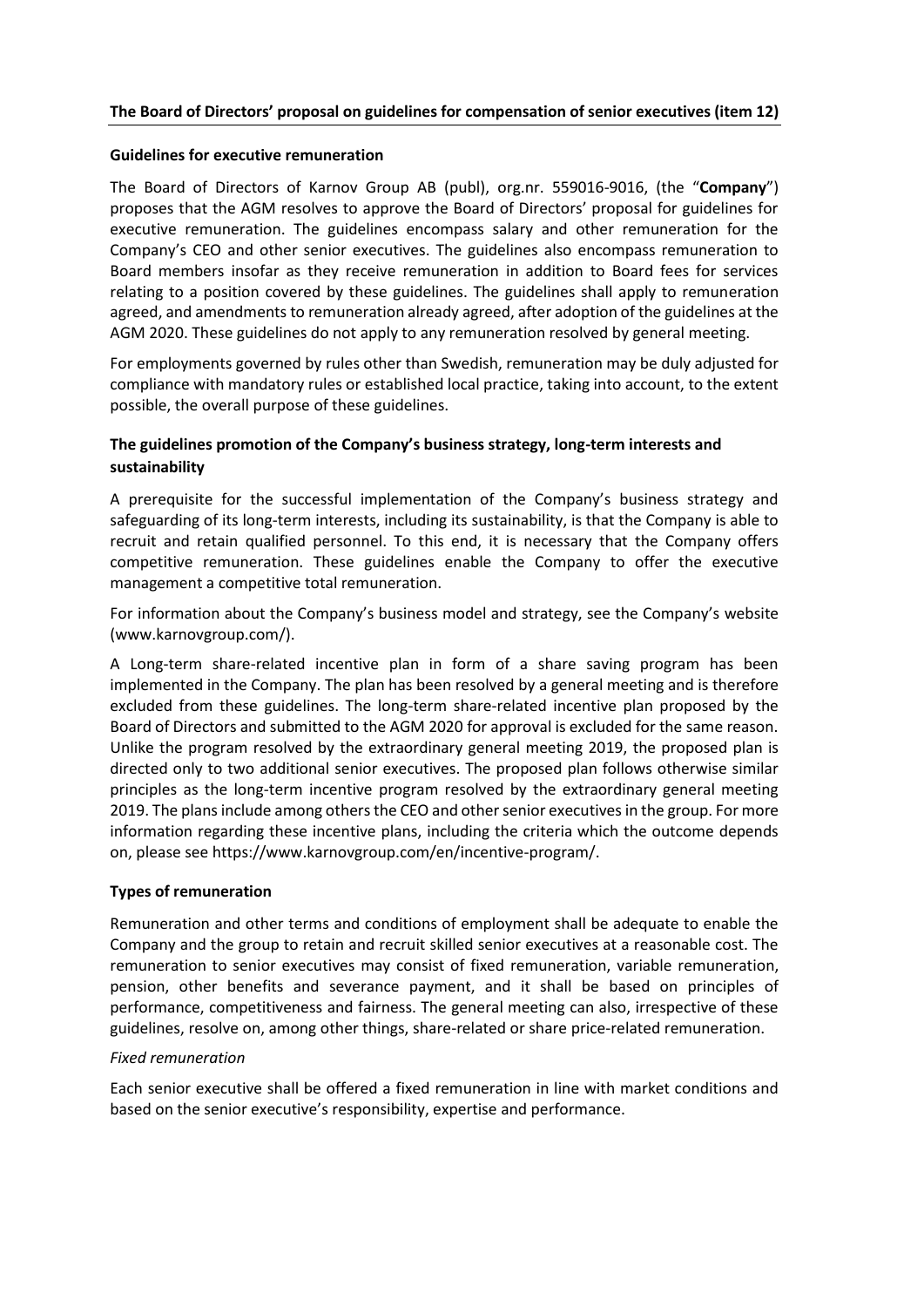## The Board of Directors' proposal on guidelines for compensation of senior executives (item 12)

### Guidelines for executive remuneration

The Board of Directors of Karnov Group AB (publ), org.nr. 559016-9016, (the "**Company**") proposes that the AGM resolves to approve the Board of Directors' proposal for guidelines for executive remuneration. The guidelines encompass salary and other remuneration for the Company's CEO and other senior executives. The guidelines also encompass remuneration to Board members insofar as they receive remuneration in addition to Board fees for services relating to a position covered by these guidelines. The guidelines shall apply to remuneration agreed, and amendments to remuneration already agreed, after adoption of the guidelines at the AGM 2020. These guidelines do not apply to any remuneration resolved by general meeting.

For employments governed by rules other than Swedish, remuneration may be duly adjusted for compliance with mandatory rules or established local practice, taking into account, to the extent possible, the overall purpose of these guidelines.

### The guidelines promotion of the Company's business strategy, long-term interests and sustainability

A prerequisite for the successful implementation of the Company's business strategy and safeguarding of its long-term interests, including its sustainability, is that the Company is able to recruit and retain qualified personnel. To this end, it is necessary that the Company offers competitive remuneration. These guidelines enable the Company to offer the executive management a competitive total remuneration.

For information about the Company's business model and strategy, see the Company's website (www.karnovgroup.com/).

A Long-term share-related incentive plan in form of a share saving program has been implemented in the Company. The plan has been resolved by a general meeting and is therefore excluded from these guidelines. The long-term share-related incentive plan proposed by the Board of Directors and submitted to the AGM 2020 for approval is excluded for the same reason. Unlike the program resolved by the extraordinary general meeting 2019, the proposed plan is directed only to two additional senior executives. The proposed plan follows otherwise similar principles as the long-term incentive program resolved by the extraordinary general meeting 2019. The plans include among others the CEO and other senior executives in the group. For more information regarding these incentive plans, including the criteria which the outcome depends on, please see https://www.karnovgroup.com/en/incentive-program/.

### Types of remuneration

Remuneration and other terms and conditions of employment shall be adequate to enable the Company and the group to retain and recruit skilled senior executives at a reasonable cost. The remuneration to senior executives may consist of fixed remuneration, variable remuneration, pension, other benefits and severance payment, and it shall be based on principles of performance, competitiveness and fairness. The general meeting can also, irrespective of these guidelines, resolve on, among other things, share-related or share price-related remuneration.

*Fixed remuneration*

Each senior executive shall be offered a fixed remuneration in line with market conditions and based on the senior executive's responsibility, expertise and performance.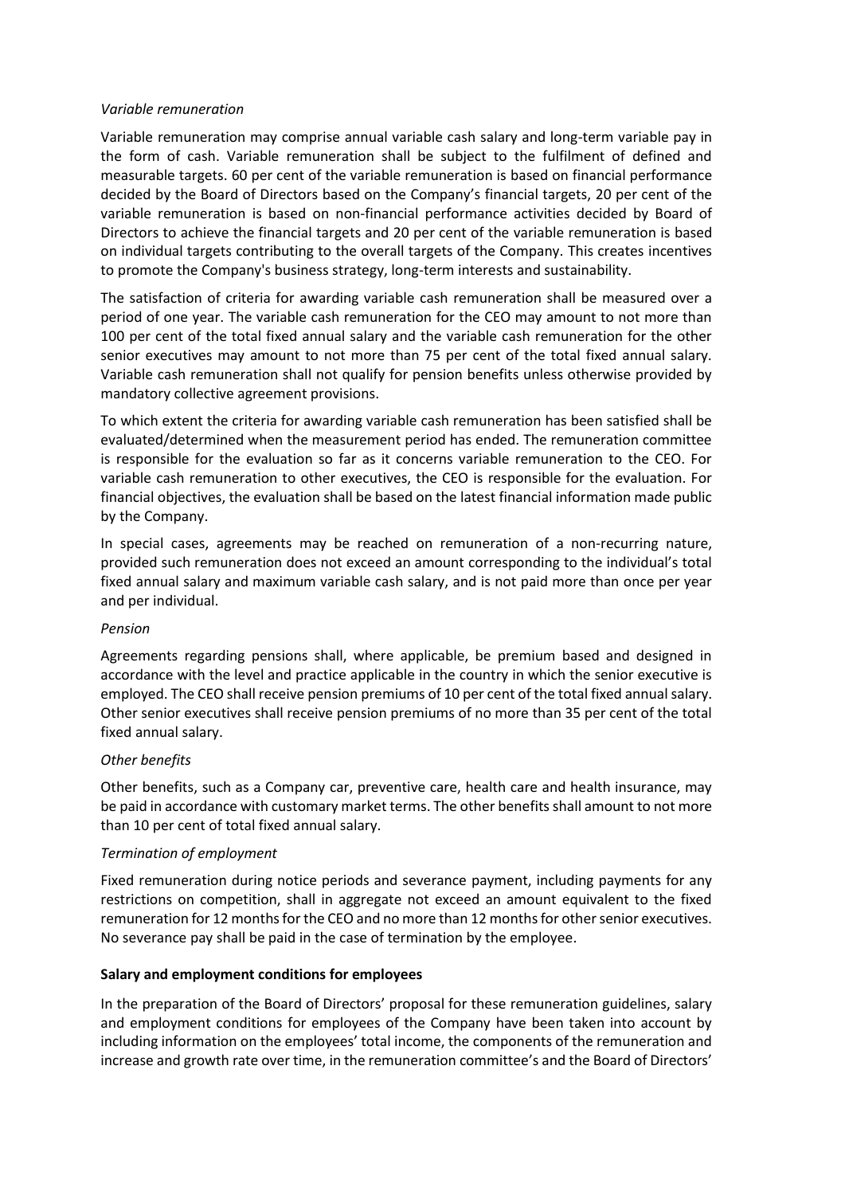*Variable remuneration*

Variable remuneration may comprise annual variable cash salary and long-term variable pay in the form of cash. Variable remuneration shall be subject to the fulfilment of defined and measurable targets. 60 per cent of the variable remuneration is based on financial performance decided by the Board of Directors based on the Company's financial targets, 20 per cent of the variable remuneration is based on non-financial performance activities decided by Board of Directors to achieve the financial targets and 20 per cent of the variable remuneration is based on individual targets contributing to the overall targets of the Company. This creates incentives to promote the Company's business strategy, long-term interests and sustainability.

The satisfaction of criteria for awarding variable cash remuneration shall be measured over a period of one year. The variable cash remuneration for the CEO may amount to not more than 100 per cent of the total fixed annual salary and the variable cash remuneration for the other senior executives may amount to not more than 75 per cent of the total fixed annual salary. Variable cash remuneration shall not qualify for pension benefits unless otherwise provided by mandatory collective agreement provisions.

To which extent the criteria for awarding variable cash remuneration has been satisfied shall be evaluated/determined when the measurement period has ended. The remuneration committee is responsible for the evaluation so far as it concerns variable remuneration to the CEO. For variable cash remuneration to other executives, the CEO is responsible for the evaluation. For financial objectives, the evaluation shall be based on the latest financial information made public by the Company.

In special cases, agreements may be reached on remuneration of a non-recurring nature, provided such remuneration does not exceed an amount corresponding to the individual's total fixed annual salary and maximum variable cash salary, and is not paid more than once per year and per individual.

*Pension*

Agreements regarding pensions shall, where applicable, be premium based and designed in accordance with the level and practice applicable in the country in which the senior executive is employed. The CEO shall receive pension premiums of 10 per cent of the total fixed annual salary. Other senior executives shall receive pension premiums of no more than 35 per cent of the total fixed annual salary.

*Other benefits*

Other benefits, such as a Company car, preventive care, health care and health insurance, may be paid in accordance with customary market terms. The other benefits shall amount to not more than 10 per cent of total fixed annual salary.

*Termination of employment*

Fixed remuneration during notice periods and severance payment, including payments for any restrictions on competition, shall in aggregate not exceed an amount equivalent to the fixed remuneration for 12 months for the CEO and no more than 12 months for other senior executives. No severance pay shall be paid in the case of termination by the employee.

**Salary and employment conditions for employees**

In the preparation of the Board of Directors' proposal for these remuneration guidelines, salary and employment conditions for employees of the Company have been taken into account by including information on the employees' total income, the components of the remuneration and increase and growth rate over time, in the remuneration committee's and the Board of Directors'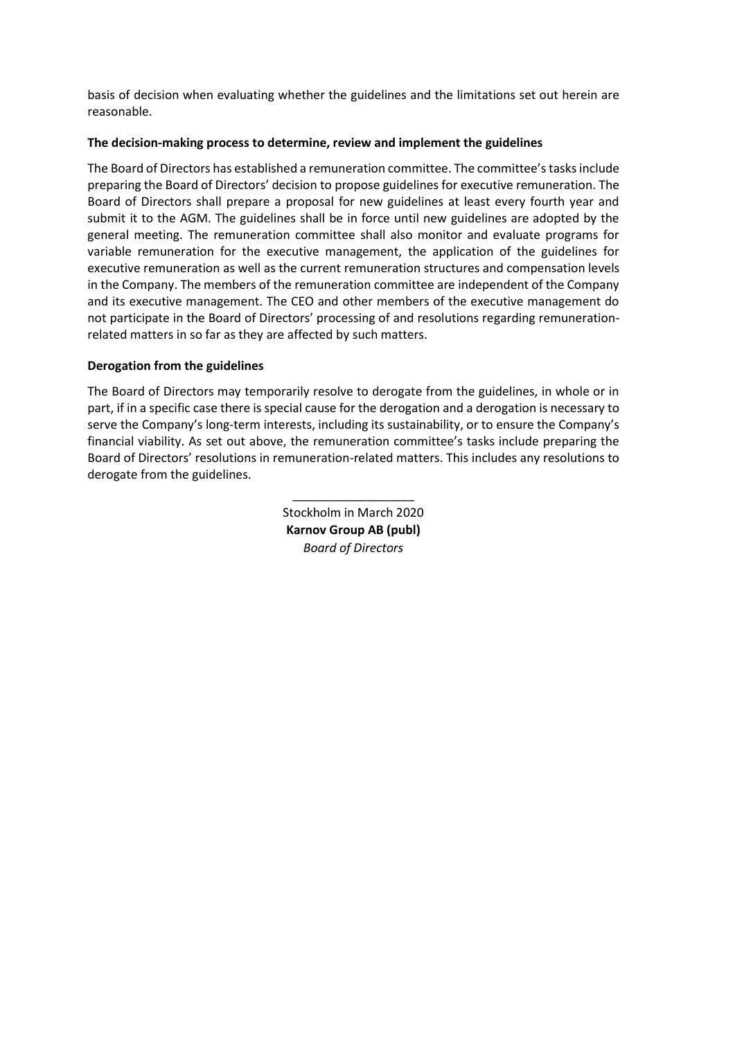basis of decision when evaluating whether the guidelines and the limitations set out herein are reasonable.

**The decision-making process to determine, review and implement the guidelines**

The Board of Directors has established a remuneration committee. The committee's tasks include preparing the Board of Directors' decision to propose guidelines for executive remuneration. The Board of Directors shall prepare a proposal for new guidelines at least every fourth year and submit it to the AGM. The guidelines shall be in force until new guidelines are adopted by the general meeting. The remuneration committee shall also monitor and evaluate programs for variable remuneration for the executive management, the application of the guidelines for executive remuneration as well as the current remuneration structures and compensation levels in the Company. The members of the remuneration committee are independent of the Company and its executive management. The CEO and other members of the executive management do not participate in the Board of Directors' processing of and resolutions regarding remuneration-related matters in so far as they are affected by such matters.

**Derogation from the guidelines**

The Board of Directors may temporarily resolve to derogate from the guidelines, in whole or in part, if in a specific case there is special cause for the derogation and a derogation is necessary to serve the Company's long-term interests, including its sustainability, or to ensure the Company's financial viability. As set out above, the remuneration committee's tasks include preparing the Board of Directors' resolutions in remuneration-related matters. This includes any resolutions to derogate from the guidelines.

\_\_\_\_\_\_\_\_\_\_\_\_\_\_\_\_\_\_

Stockholm in March 2020

**Karnov Group AB (publ)**

*Board of Directors*